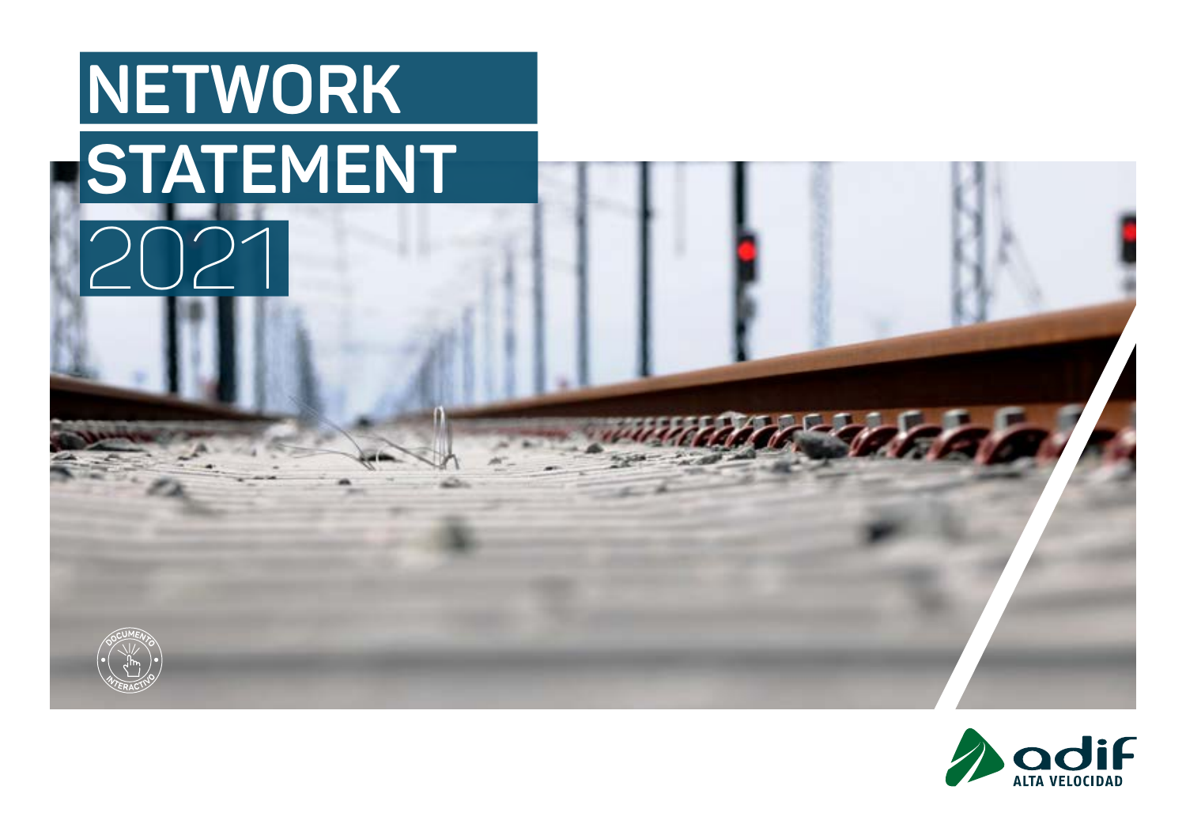# NETWORK STATEMENT 2021

DOCUMENTO INTERACTIVO

adif ALTA VELOCIDAD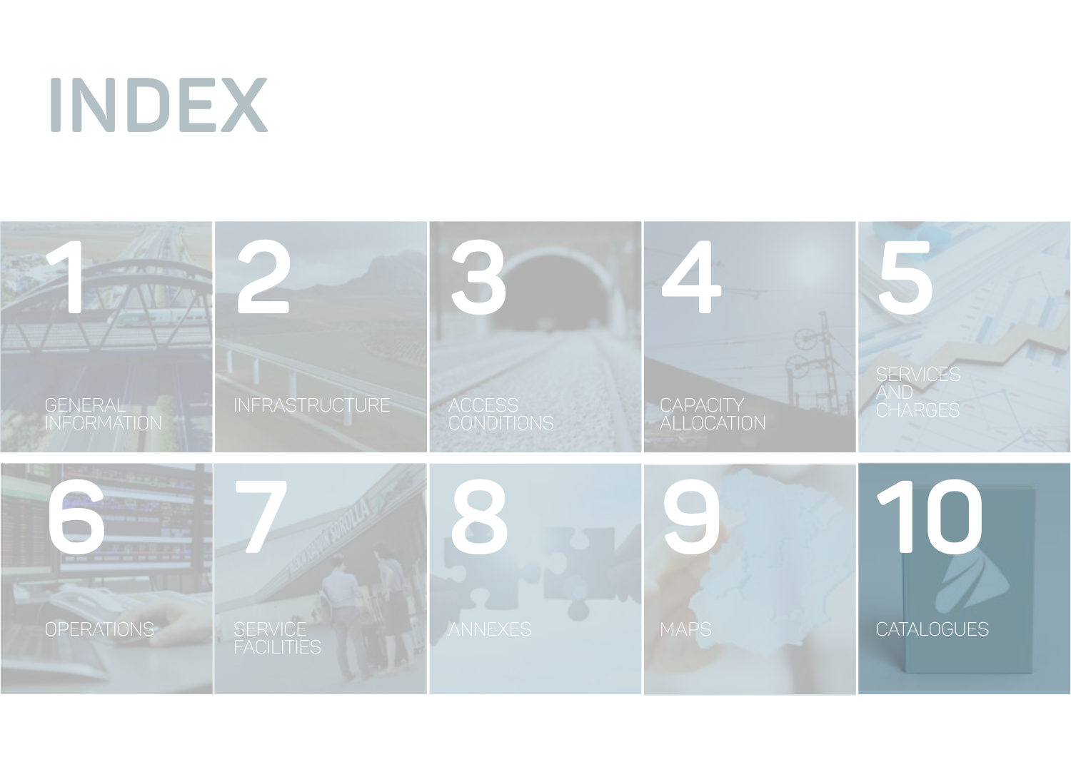# INDEX

1. GENERAL INFORMATION
2. INFRASTRUCTURE
3. ACCESS CONDITIONS
4. CAPACITY ALLOCATION
5. SERVICES AND CHARGES
6. OPERATIONS
7. SERVICE FACILITIES
8. ANNEXES
9. MAPS
10. CATALOGUES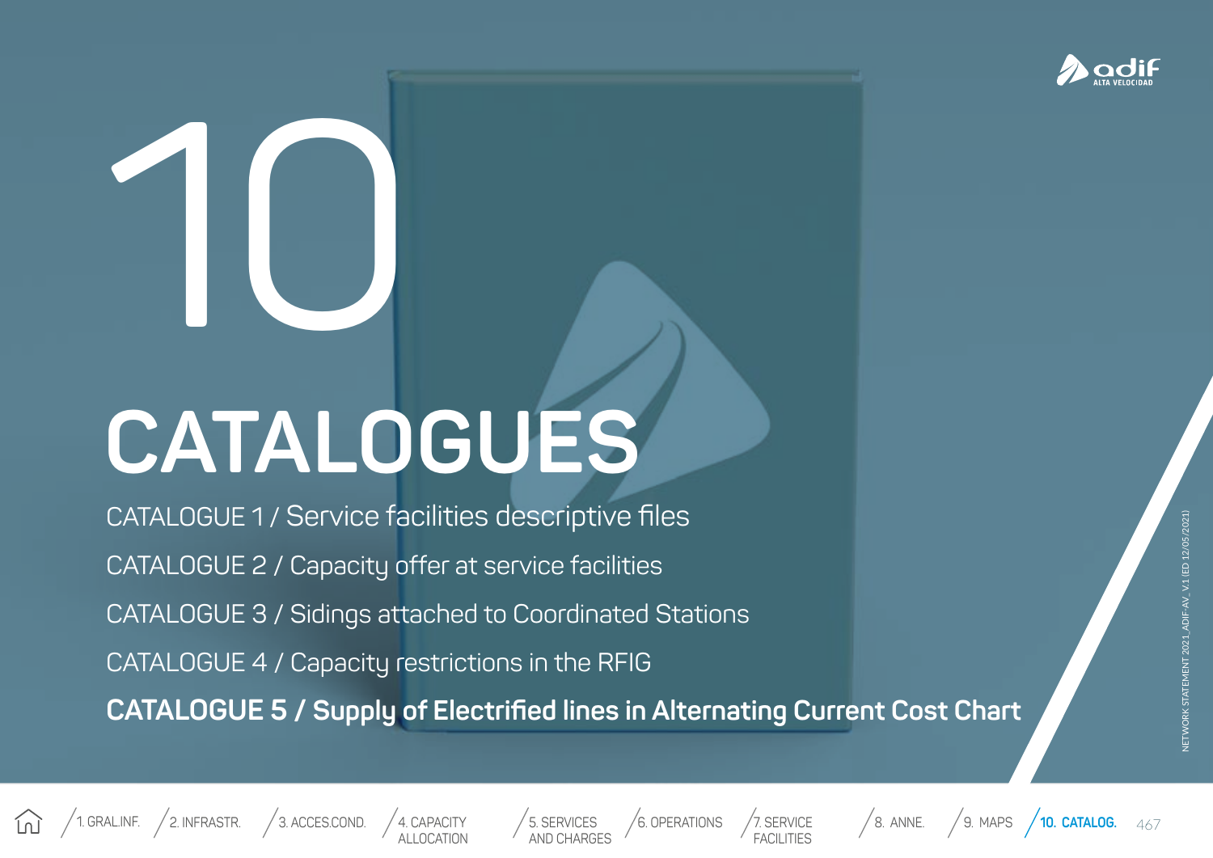# 10

# CATALOGUES

CATALOGUE 1 / Service facilities descriptive files

CATALOGUE 2 / Capacity offer at service facilities

CATALOGUE 3 / Sidings attached to Coordinated Stations

CATALOGUE 4 / Capacity restrictions in the RFIG

**CATALOGUE 5 / Supply of Electrified lines in Alternating Current Cost Chart**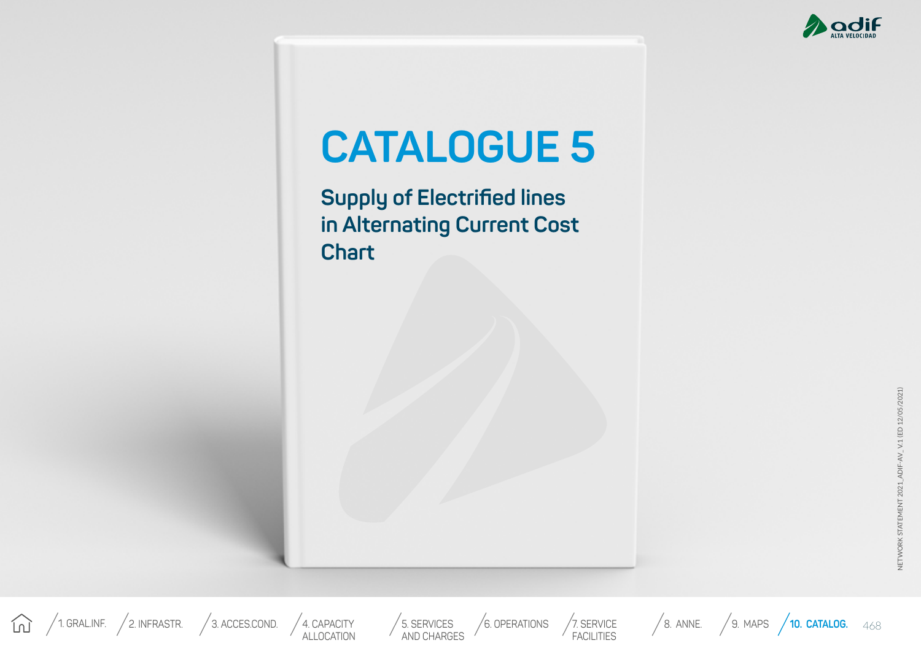# CATALOGUE 5

## Supply of Electrified lines in Alternating Current Cost Chart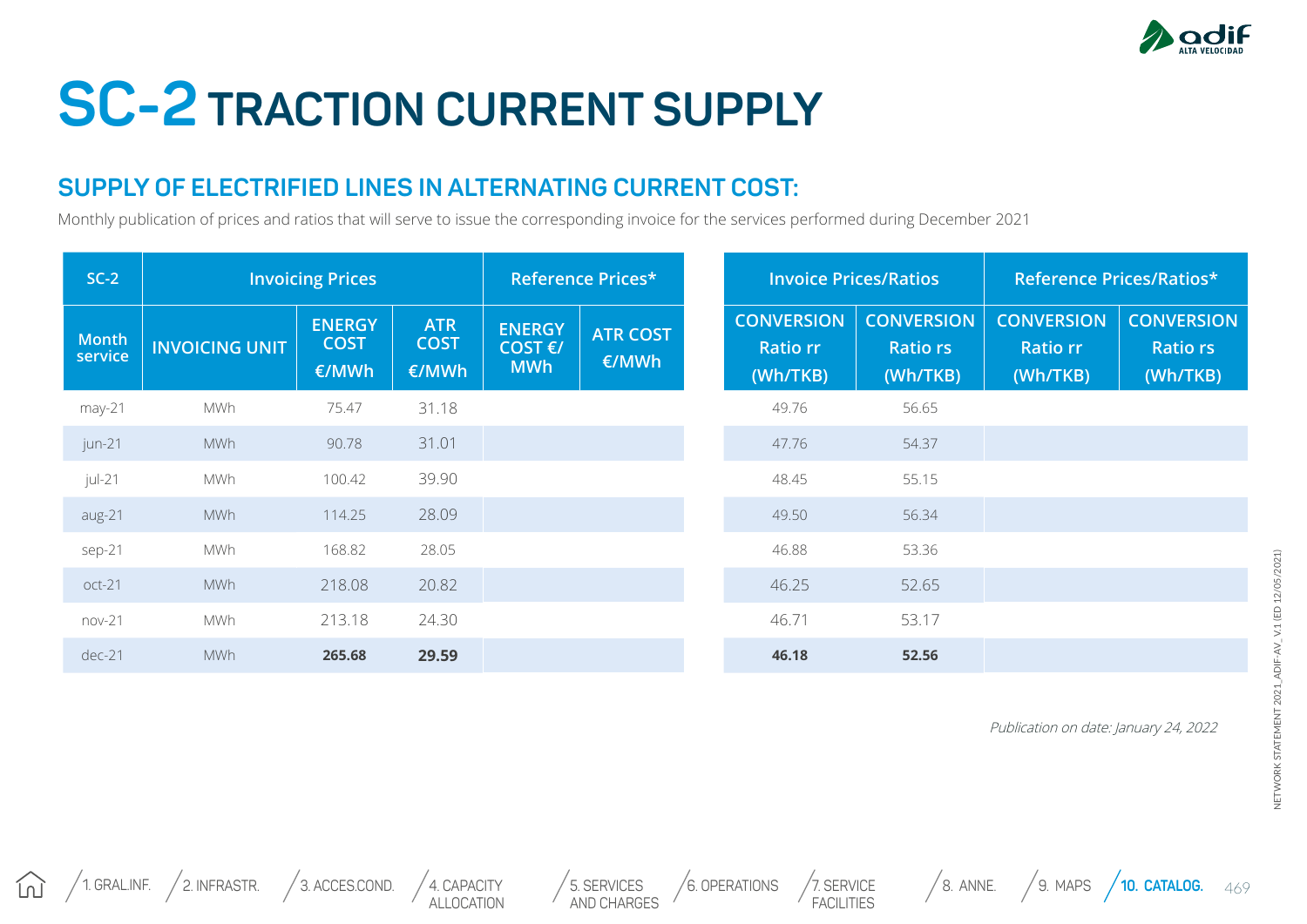# SC-2 TRACTION CURRENT SUPPLY

## SUPPLY OF ELECTRIFIED LINES IN ALTERNATING CURRENT COST:

Monthly publication of prices and ratios that will serve to issue the corresponding invoice for the services performed during December 2021

| SC-2 | Invoicing Prices | | | Reference Prices* | |
|---|---|---|---|---|---|
| Month service | INVOICING UNIT | ENERGY COST €/MWh | ATR COST €/MWh | ENERGY COST €/ MWh | ATR COST €/MWh |
| may-21 | MWh | 75.47 | 31.18 | | |
| jun-21 | MWh | 90.78 | 31.01 | | |
| jul-21 | MWh | 100.42 | 39.90 | | |
| aug-21 | MWh | 114.25 | 28.09 | | |
| sep-21 | MWh | 168.82 | 28.05 | | |
| oct-21 | MWh | 218.08 | 20.82 | | |
| nov-21 | MWh | 213.18 | 24.30 | | |
| dec-21 | MWh | **265.68** | **29.59** | | |

| Invoice Prices/Ratios | | Reference Prices/Ratios* | |
|---|---|---|---|
| CONVERSION Ratio rr (Wh/TKB) | CONVERSION Ratio rs (Wh/TKB) | CONVERSION Ratio rr (Wh/TKB) | CONVERSION Ratio rs (Wh/TKB) |
| 49.76 | 56.65 | | |
| 47.76 | 54.37 | | |
| 48.45 | 55.15 | | |
| 49.50 | 56.34 | | |
| 46.88 | 53.36 | | |
| 46.25 | 52.65 | | |
| 46.71 | 53.17 | | |
| **46.18** | **52.56** | | |

*Publication on date: January 24, 2022*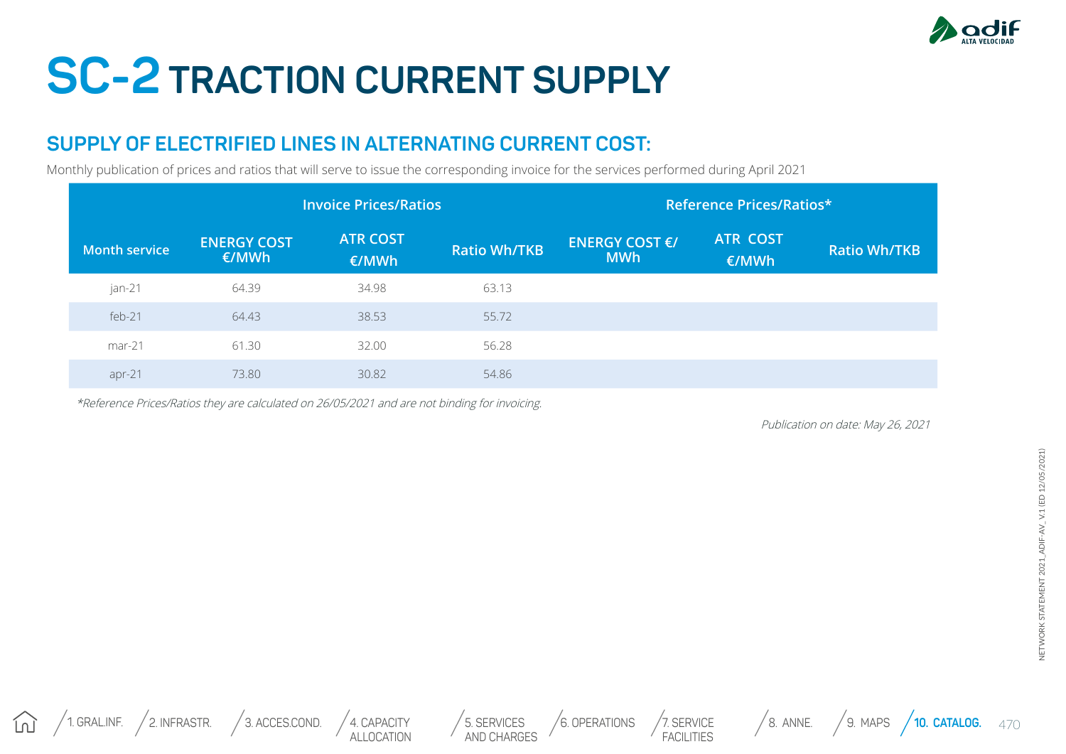# SC-2 TRACTION CURRENT SUPPLY

## SUPPLY OF ELECTRIFIED LINES IN ALTERNATING CURRENT COST:

Monthly publication of prices and ratios that will serve to issue the corresponding invoice for the services performed during April 2021

| | Invoice Prices/Ratios | | | Reference Prices/Ratios* | | |
|---|---|---|---|---|---|---|
| Month service | ENERGY COST €/MWh | ATR COST €/MWh | Ratio Wh/TKB | ENERGY COST €/ MWh | ATR COST €/MWh | Ratio Wh/TKB |
| jan-21 | 64.39 | 34.98 | 63.13 | | | |
| feb-21 | 64.43 | 38.53 | 55.72 | | | |
| mar-21 | 61.30 | 32.00 | 56.28 | | | |
| apr-21 | 73.80 | 30.82 | 54.86 | | | |

*\*Reference Prices/Ratios they are calculated on 26/05/2021 and are not binding for invoicing.*

*Publication on date: May 26, 2021*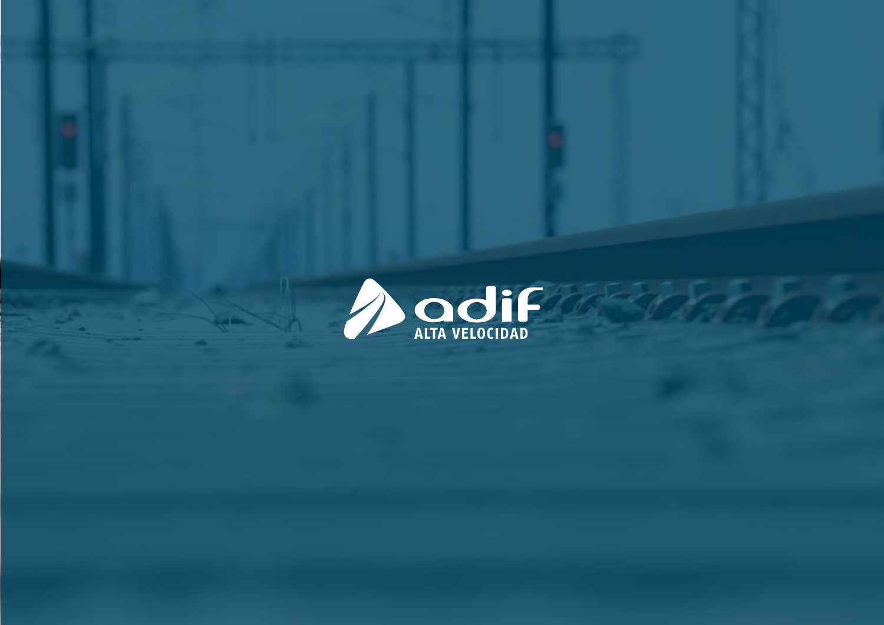adif

ALTA VELOCIDAD